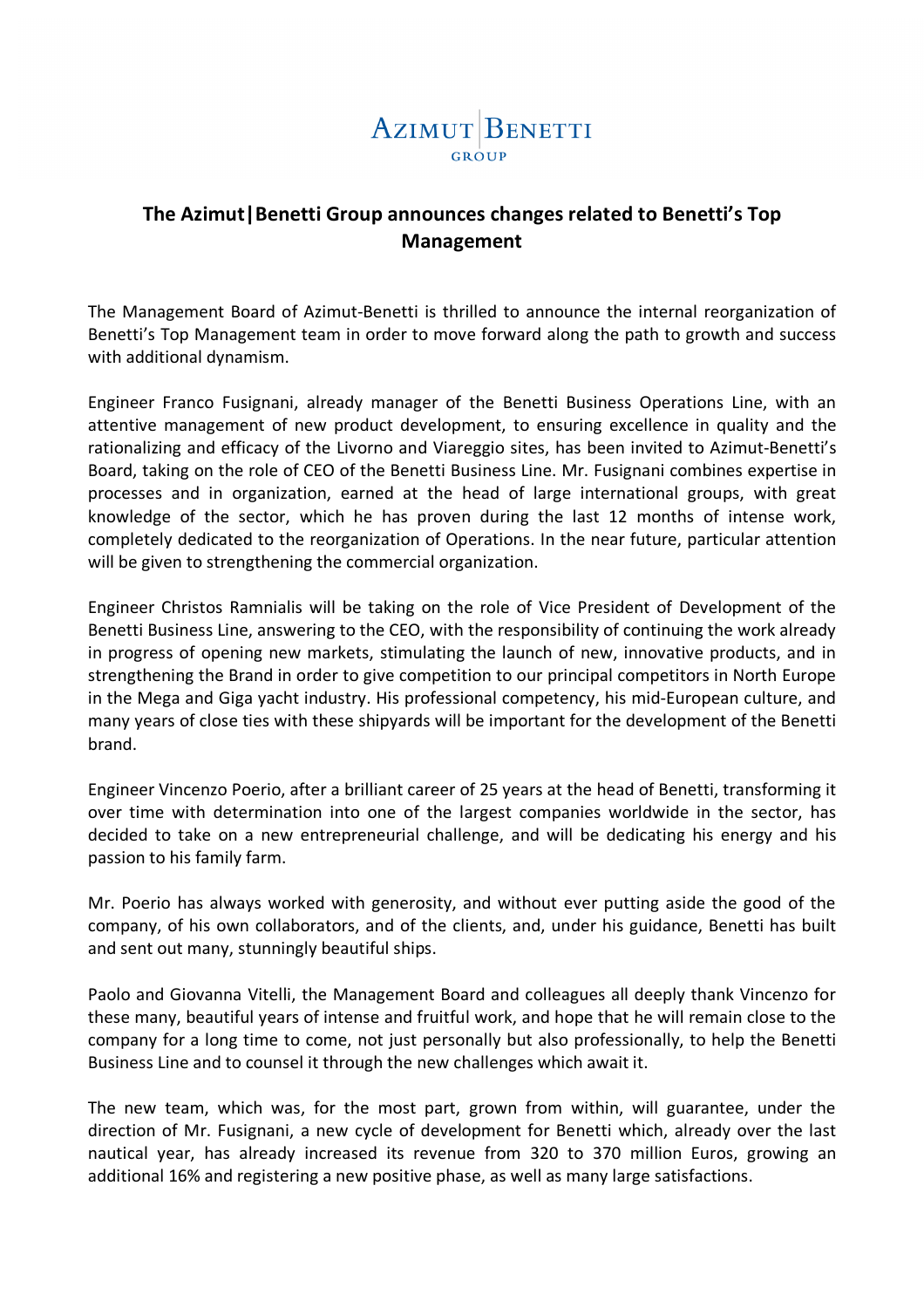AZIMUT | BENETTI GROUP

# The Azimut|Benetti Group announces changes related to Benetti's Top Management

The Management Board of Azimut-Benetti is thrilled to announce the internal reorganization of Benetti's Top Management team in order to move forward along the path to growth and success with additional dynamism.

Engineer Franco Fusignani, already manager of the Benetti Business Operations Line, with an attentive management of new product development, to ensuring excellence in quality and the rationalizing and efficacy of the Livorno and Viareggio sites, has been invited to Azimut-Benetti's Board, taking on the role of CEO of the Benetti Business Line. Mr. Fusignani combines expertise in processes and in organization, earned at the head of large international groups, with great knowledge of the sector, which he has proven during the last 12 months of intense work, completely dedicated to the reorganization of Operations. In the near future, particular attention will be given to strengthening the commercial organization.

Engineer Christos Ramnialis will be taking on the role of Vice President of Development of the Benetti Business Line, answering to the CEO, with the responsibility of continuing the work already in progress of opening new markets, stimulating the launch of new, innovative products, and in strengthening the Brand in order to give competition to our principal competitors in North Europe in the Mega and Giga yacht industry. His professional competency, his mid-European culture, and many years of close ties with these shipyards will be important for the development of the Benetti brand.

Engineer Vincenzo Poerio, after a brilliant career of 25 years at the head of Benetti, transforming it over time with determination into one of the largest companies worldwide in the sector, has decided to take on a new entrepreneurial challenge, and will be dedicating his energy and his passion to his family farm.

Mr. Poerio has always worked with generosity, and without ever putting aside the good of the company, of his own collaborators, and of the clients, and, under his guidance, Benetti has built and sent out many, stunningly beautiful ships.

Paolo and Giovanna Vitelli, the Management Board and colleagues all deeply thank Vincenzo for these many, beautiful years of intense and fruitful work, and hope that he will remain close to the company for a long time to come, not just personally but also professionally, to help the Benetti Business Line and to counsel it through the new challenges which await it.

The new team, which was, for the most part, grown from within, will guarantee, under the direction of Mr. Fusignani, a new cycle of development for Benetti which, already over the last nautical year, has already increased its revenue from 320 to 370 million Euros, growing an additional 16% and registering a new positive phase, as well as many large satisfactions.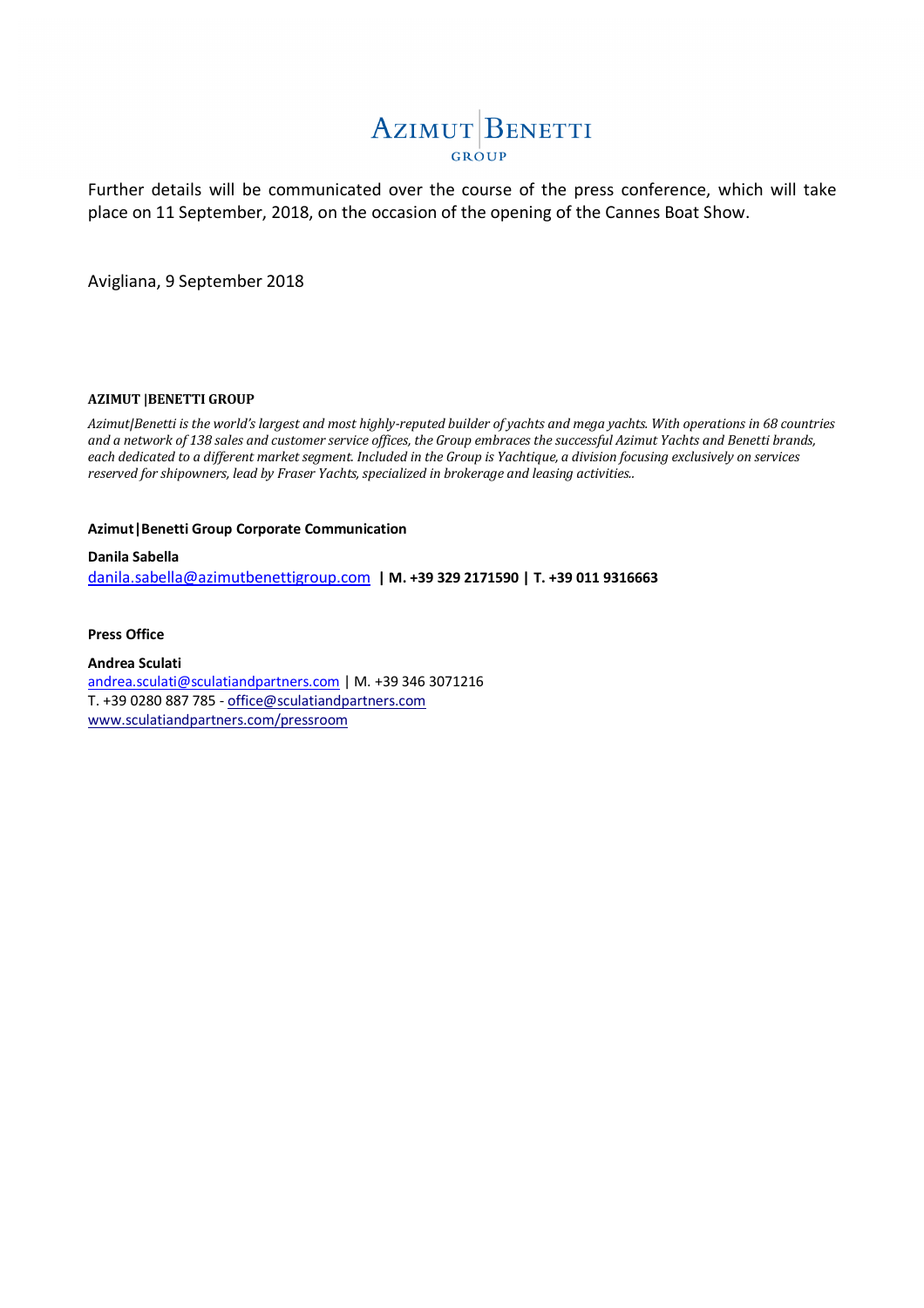Further details will be communicated over the course of the press conference, which will take place on 11 September, 2018, on the occasion of the opening of the Cannes Boat Show.

Avigliana, 9 September 2018

**AZIMUT |BENETTI GROUP**

*Azimut|Benetti is the world's largest and most highly-reputed builder of yachts and mega yachts. With operations in 68 countries and a network of 138 sales and customer service offices, the Group embraces the successful Azimut Yachts and Benetti brands, each dedicated to a different market segment. Included in the Group is Yachtique, a division focusing exclusively on services reserved for shipowners, lead by Fraser Yachts, specialized in brokerage and leasing activities..*

**Azimut|Benetti Group Corporate Communication**

**Danila Sabella**
danila.sabella@azimutbenettigroup.com **| M. +39 329 2171590 | T. +39 011 9316663**

**Press Office**

**Andrea Sculati**
andrea.sculati@sculatiandpartners.com | M. +39 346 3071216
T. +39 0280 887 785 - office@sculatiandpartners.com
www.sculatiandpartners.com/pressroom